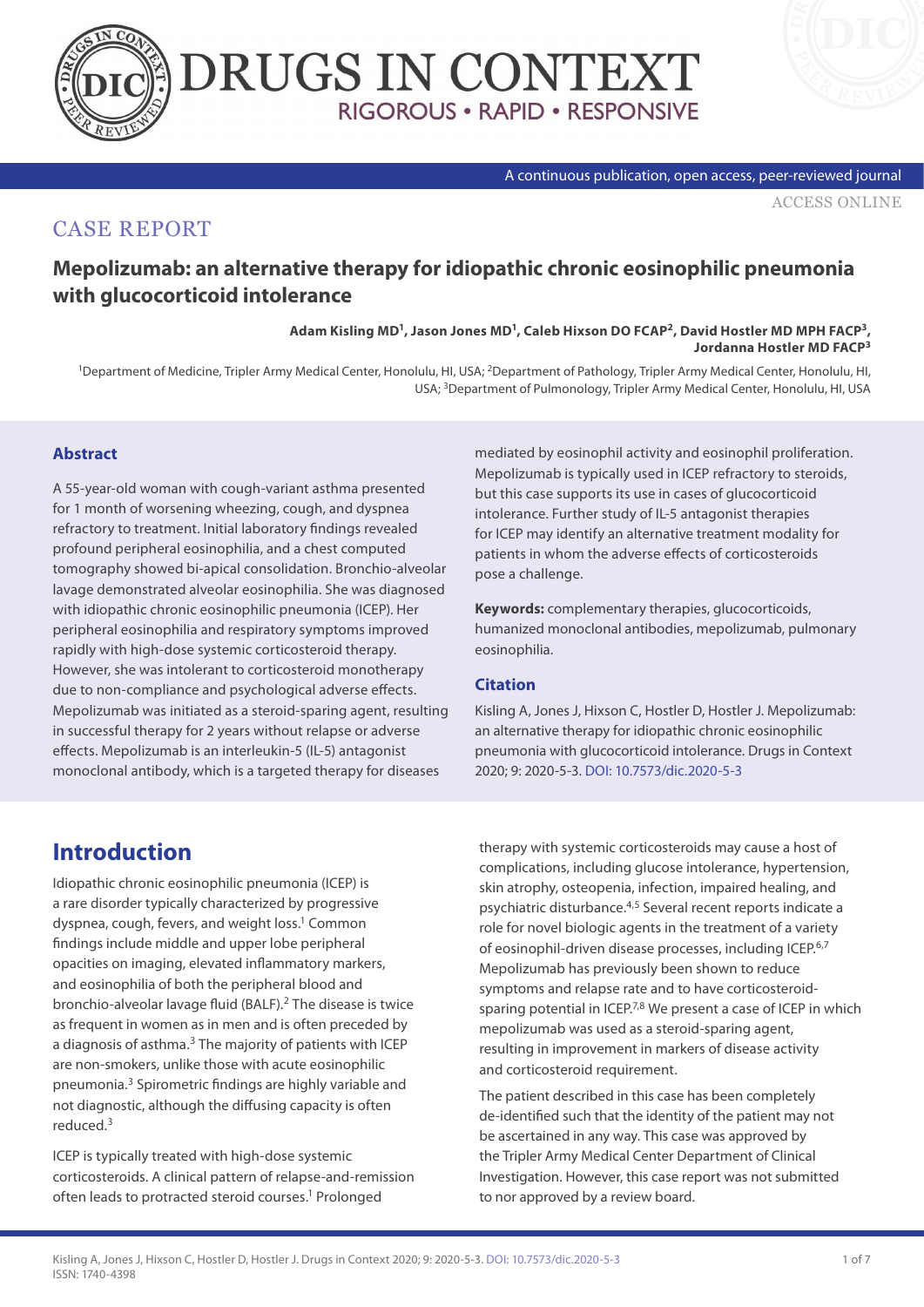# DRUGS IN CONTEXT

RIGOROUS • RAPID • RESPONSIVE

A continuous publication, open access, peer-reviewed journal

ACCESS ONLINE

## CASE REPORT

# Mepolizumab: an alternative therapy for idiopathic chronic eosinophilic pneumonia with glucocorticoid intolerance

**Adam Kisling MD[1], Jason Jones MD[1], Caleb Hixson DO FCAP[2], David Hostler MD MPH FACP[3], Jordanna Hostler MD FACP[3]**

[1]Department of Medicine, Tripler Army Medical Center, Honolulu, HI, USA; [2]Department of Pathology, Tripler Army Medical Center, Honolulu, HI, USA; [3]Department of Pulmonology, Tripler Army Medical Center, Honolulu, HI, USA

### Abstract

A 55-year-old woman with cough-variant asthma presented for 1 month of worsening wheezing, cough, and dyspnea refractory to treatment. Initial laboratory findings revealed profound peripheral eosinophilia, and a chest computed tomography showed bi-apical consolidation. Bronchio-alveolar lavage demonstrated alveolar eosinophilia. She was diagnosed with idiopathic chronic eosinophilic pneumonia (ICEP). Her peripheral eosinophilia and respiratory symptoms improved rapidly with high-dose systemic corticosteroid therapy. However, she was intolerant to corticosteroid monotherapy due to non-compliance and psychological adverse effects. Mepolizumab was initiated as a steroid-sparing agent, resulting in successful therapy for 2 years without relapse or adverse effects. Mepolizumab is an interleukin-5 (IL-5) antagonist monoclonal antibody, which is a targeted therapy for diseases mediated by eosinophil activity and eosinophil proliferation. Mepolizumab is typically used in ICEP refractory to steroids, but this case supports its use in cases of glucocorticoid intolerance. Further study of IL-5 antagonist therapies for ICEP may identify an alternative treatment modality for patients in whom the adverse effects of corticosteroids pose a challenge.

**Keywords:** complementary therapies, glucocorticoids, humanized monoclonal antibodies, mepolizumab, pulmonary eosinophilia.

### Citation

Kisling A, Jones J, Hixson C, Hostler D, Hostler J. Mepolizumab: an alternative therapy for idiopathic chronic eosinophilic pneumonia with glucocorticoid intolerance. Drugs in Context 2020; 9: 2020-5-3. DOI: 10.7573/dic.2020-5-3

## Introduction

Idiopathic chronic eosinophilic pneumonia (ICEP) is a rare disorder typically characterized by progressive dyspnea, cough, fevers, and weight loss.[1] Common findings include middle and upper lobe peripheral opacities on imaging, elevated inflammatory markers, and eosinophilia of both the peripheral blood and bronchio-alveolar lavage fluid (BALF).[2] The disease is twice as frequent in women as in men and is often preceded by a diagnosis of asthma.[3] The majority of patients with ICEP are non-smokers, unlike those with acute eosinophilic pneumonia.[3] Spirometric findings are highly variable and not diagnostic, although the diffusing capacity is often reduced.[3]

ICEP is typically treated with high-dose systemic corticosteroids. A clinical pattern of relapse-and-remission often leads to protracted steroid courses.[1] Prolonged therapy with systemic corticosteroids may cause a host of complications, including glucose intolerance, hypertension, skin atrophy, osteopenia, infection, impaired healing, and psychiatric disturbance.[4,5] Several recent reports indicate a role for novel biologic agents in the treatment of a variety of eosinophil-driven disease processes, including ICEP.[6,7] Mepolizumab has previously been shown to reduce symptoms and relapse rate and to have corticosteroid-sparing potential in ICEP.[7,8] We present a case of ICEP in which mepolizumab was used as a steroid-sparing agent, resulting in improvement in markers of disease activity and corticosteroid requirement.

The patient described in this case has been completely de-identified such that the identity of the patient may not be ascertained in any way. This case was approved by the Tripler Army Medical Center Department of Clinical Investigation. However, this case report was not submitted to nor approved by a review board.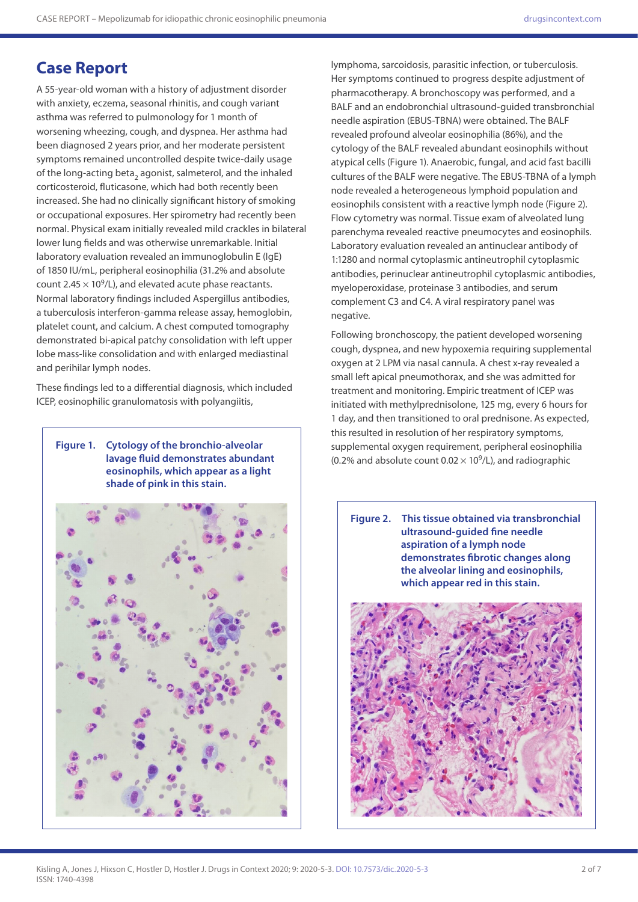## Case Report

A 55-year-old woman with a history of adjustment disorder with anxiety, eczema, seasonal rhinitis, and cough variant asthma was referred to pulmonology for 1 month of worsening wheezing, cough, and dyspnea. Her asthma had been diagnosed 2 years prior, and her moderate persistent symptoms remained uncontrolled despite twice-daily usage of the long-acting beta$_2$ agonist, salmeterol, and the inhaled corticosteroid, fluticasone, which had both recently been increased. She had no clinically significant history of smoking or occupational exposures. Her spirometry had recently been normal. Physical exam initially revealed mild crackles in bilateral lower lung fields and was otherwise unremarkable. Initial laboratory evaluation revealed an immunoglobulin E (IgE) of 1850 IU/mL, peripheral eosinophilia (31.2% and absolute count $2.45 \times 10^9$/L), and elevated acute phase reactants. Normal laboratory findings included Aspergillus antibodies, a tuberculosis interferon-gamma release assay, hemoglobin, platelet count, and calcium. A chest computed tomography demonstrated bi-apical patchy consolidation with left upper lobe mass-like consolidation and with enlarged mediastinal and perihilar lymph nodes.

These findings led to a differential diagnosis, which included ICEP, eosinophilic granulomatosis with polyangiitis, lymphoma, sarcoidosis, parasitic infection, or tuberculosis. Her symptoms continued to progress despite adjustment of pharmacotherapy. A bronchoscopy was performed, and a BALF and an endobronchial ultrasound-guided transbronchial needle aspiration (EBUS-TBNA) were obtained. The BALF revealed profound alveolar eosinophilia (86%), and the cytology of the BALF revealed abundant eosinophils without atypical cells (Figure 1). Anaerobic, fungal, and acid fast bacilli cultures of the BALF were negative. The EBUS-TBNA of a lymph node revealed a heterogeneous lymphoid population and eosinophils consistent with a reactive lymph node (Figure 2). Flow cytometry was normal. Tissue exam of alveolated lung parenchyma revealed reactive pneumocytes and eosinophils. Laboratory evaluation revealed an antinuclear antibody of 1:1280 and normal cytoplasmic antineutrophil cytoplasmic antibodies, perinuclear antineutrophil cytoplasmic antibodies, myeloperoxidase, proteinase 3 antibodies, and serum complement C3 and C4. A viral respiratory panel was negative.

**Figure 1. Cytology of the bronchio-alveolar lavage fluid demonstrates abundant eosinophils, which appear as a light shade of pink in this stain.**

Following bronchoscopy, the patient developed worsening cough, dyspnea, and new hypoxemia requiring supplemental oxygen at 2 LPM via nasal cannula. A chest x-ray revealed a small left apical pneumothorax, and she was admitted for treatment and monitoring. Empiric treatment of ICEP was initiated with methylprednisolone, 125 mg, every 6 hours for 1 day, and then transitioned to oral prednisone. As expected, this resulted in resolution of her respiratory symptoms, supplemental oxygen requirement, peripheral eosinophilia (0.2% and absolute count $0.02 \times 10^9$/L), and radiographic

**Figure 2. This tissue obtained via transbronchial ultrasound-guided fine needle aspiration of a lymph node demonstrates fibrotic changes along the alveolar lining and eosinophils, which appear red in this stain.**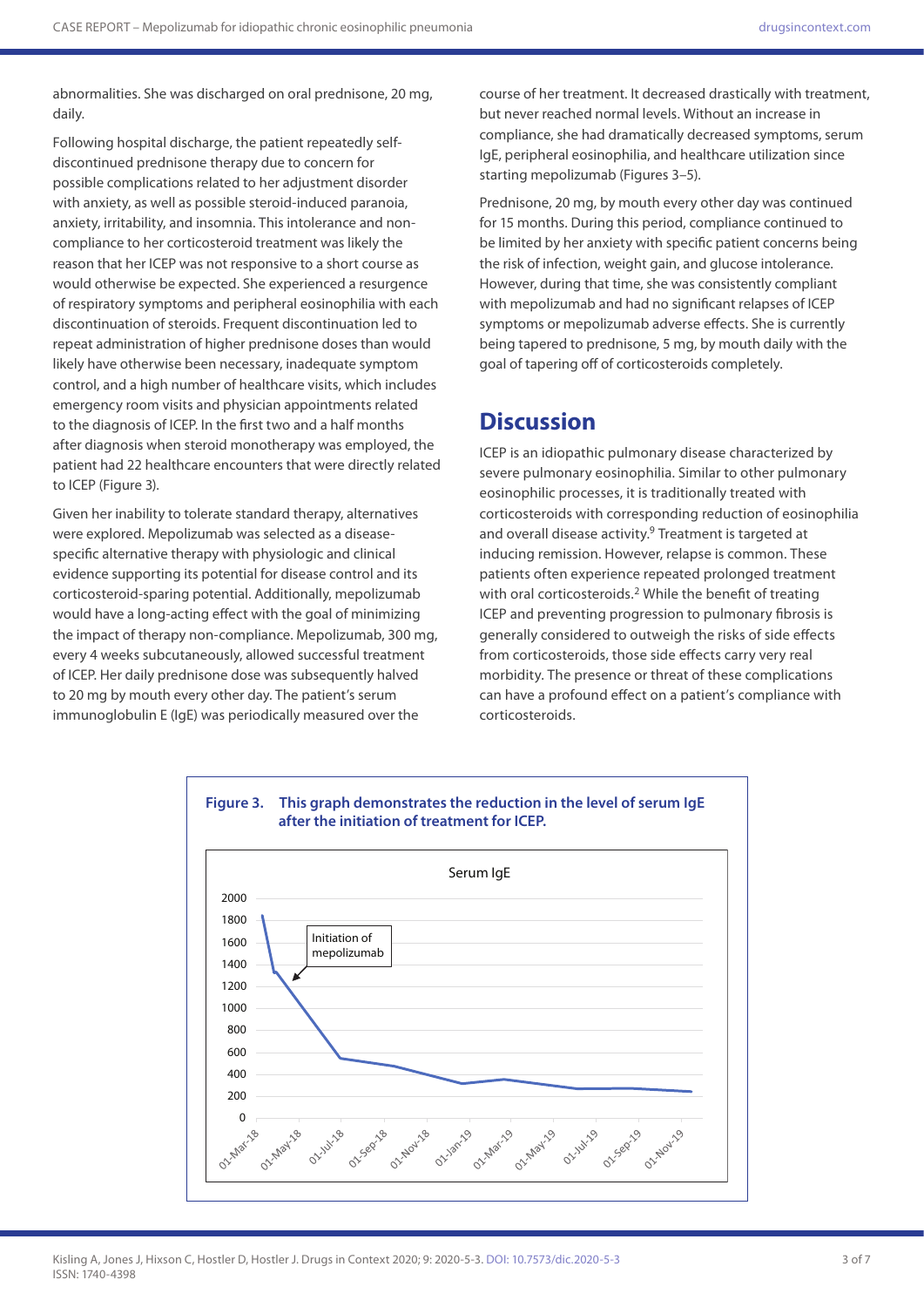abnormalities. She was discharged on oral prednisone, 20 mg, daily.

Following hospital discharge, the patient repeatedly self-discontinued prednisone therapy due to concern for possible complications related to her adjustment disorder with anxiety, as well as possible steroid-induced paranoia, anxiety, irritability, and insomnia. This intolerance and non-compliance to her corticosteroid treatment was likely the reason that her ICEP was not responsive to a short course as would otherwise be expected. She experienced a resurgence of respiratory symptoms and peripheral eosinophilia with each discontinuation of steroids. Frequent discontinuation led to repeat administration of higher prednisone doses than would likely have otherwise been necessary, inadequate symptom control, and a high number of healthcare visits, which includes emergency room visits and physician appointments related to the diagnosis of ICEP. In the first two and a half months after diagnosis when steroid monotherapy was employed, the patient had 22 healthcare encounters that were directly related to ICEP (Figure 3).

Given her inability to tolerate standard therapy, alternatives were explored. Mepolizumab was selected as a disease-specific alternative therapy with physiologic and clinical evidence supporting its potential for disease control and its corticosteroid-sparing potential. Additionally, mepolizumab would have a long-acting effect with the goal of minimizing the impact of therapy non-compliance. Mepolizumab, 300 mg, every 4 weeks subcutaneously, allowed successful treatment of ICEP. Her daily prednisone dose was subsequently halved to 20 mg by mouth every other day. The patient's serum immunoglobulin E (IgE) was periodically measured over the course of her treatment. It decreased drastically with treatment, but never reached normal levels. Without an increase in compliance, she had dramatically decreased symptoms, serum IgE, peripheral eosinophilia, and healthcare utilization since starting mepolizumab (Figures 3–5).

Prednisone, 20 mg, by mouth every other day was continued for 15 months. During this period, compliance continued to be limited by her anxiety with specific patient concerns being the risk of infection, weight gain, and glucose intolerance. However, during that time, she was consistently compliant with mepolizumab and had no significant relapses of ICEP symptoms or mepolizumab adverse effects. She is currently being tapered to prednisone, 5 mg, by mouth daily with the goal of tapering off of corticosteroids completely.

## Discussion

ICEP is an idiopathic pulmonary disease characterized by severe pulmonary eosinophilia. Similar to other pulmonary eosinophilic processes, it is traditionally treated with corticosteroids with corresponding reduction of eosinophilia and overall disease activity.[9] Treatment is targeted at inducing remission. However, relapse is common. These patients often experience repeated prolonged treatment with oral corticosteroids.[2] While the benefit of treating ICEP and preventing progression to pulmonary fibrosis is generally considered to outweigh the risks of side effects from corticosteroids, those side effects carry very real morbidity. The presence or threat of these complications can have a profound effect on a patient's compliance with corticosteroids.

**Figure 3. This graph demonstrates the reduction in the level of serum IgE after the initiation of treatment for ICEP.**

Serum IgE

2000
1800
1600
1400
1200
1000
800
600
400
200
0

Initiation of mepolizumab

01-Mar-18
01-May-18
01-Jul-18
01-Sep-18
01-Nov-18
01-Jan-19
01-Mar-19
01-May-19
01-Jul-19
01-Sep-19
01-Nov-19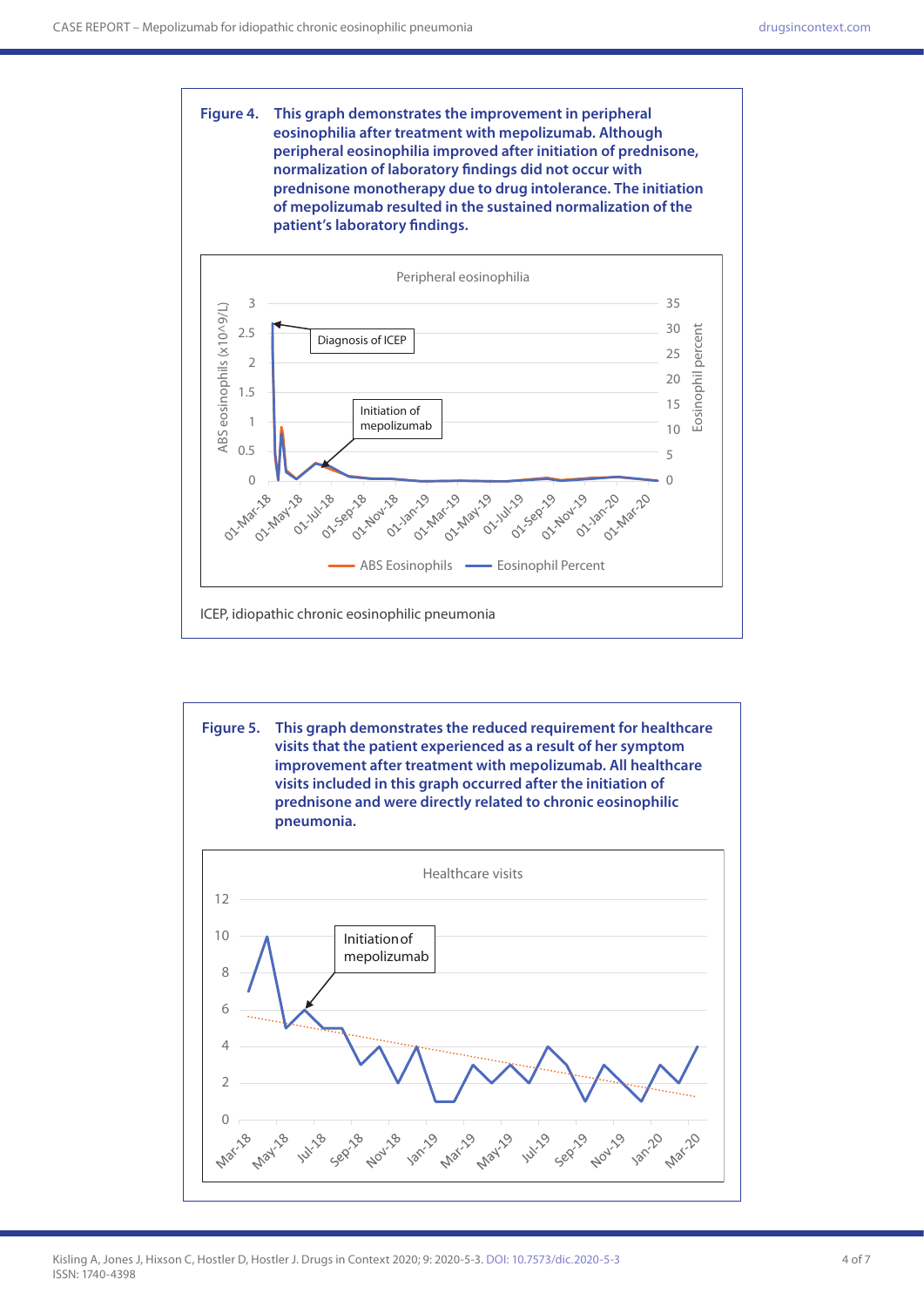**Figure 4. This graph demonstrates the improvement in peripheral eosinophilia after treatment with mepolizumab. Although peripheral eosinophilia improved after initiation of prednisone, normalization of laboratory findings did not occur with prednisone monotherapy due to drug intolerance. The initiation of mepolizumab resulted in the sustained normalization of the patient's laboratory findings.**

Peripheral eosinophilia

ABS eosinophils (x10^9/L)

3
2.5
2
1.5
1
0.5
0

Eosinophil percent

35
30
25
20
15
10
5
0

Diagnosis of ICEP

Initiation of mepolizumab

01-Mar-18, 01-May-18, 01-Jul-18, 01-Sep-18, 01-Nov-18, 01-Jan-19, 01-Mar-19, 01-May-19, 01-Jul-19, 01-Sep-19, 01-Nov-19, 01-Jan-20, 01-Mar-20

ABS Eosinophils — Eosinophil Percent

ICEP, idiopathic chronic eosinophilic pneumonia

**Figure 5. This graph demonstrates the reduced requirement for healthcare visits that the patient experienced as a result of her symptom improvement after treatment with mepolizumab. All healthcare visits included in this graph occurred after the initiation of prednisone and were directly related to chronic eosinophilic pneumonia.**

Healthcare visits

12
10
8
6
4
2
0

Initiation of mepolizumab

Mar-18, May-18, Jul-18, Sep-18, Nov-18, Jan-19, Mar-19, May-19, Jul-19, Sep-19, Nov-19, Jan-20, Mar-20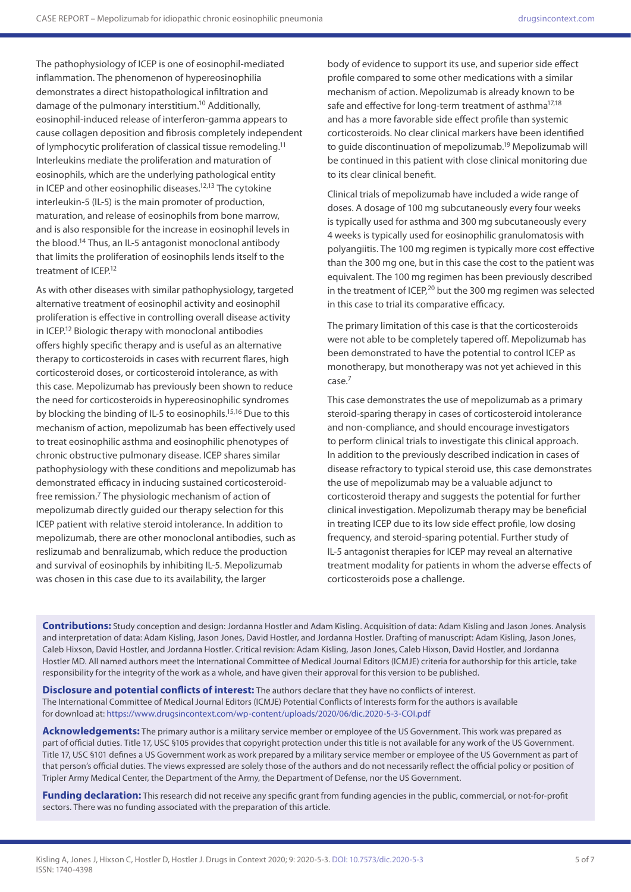The pathophysiology of ICEP is one of eosinophil-mediated inflammation. The phenomenon of hypereosinophilia demonstrates a direct histopathological infiltration and damage of the pulmonary interstitium.[10] Additionally, eosinophil-induced release of interferon-gamma appears to cause collagen deposition and fibrosis completely independent of lymphocytic proliferation of classical tissue remodeling.[11] Interleukins mediate the proliferation and maturation of eosinophils, which are the underlying pathological entity in ICEP and other eosinophilic diseases.[12,13] The cytokine interleukin-5 (IL-5) is the main promoter of production, maturation, and release of eosinophils from bone marrow, and is also responsible for the increase in eosinophil levels in the blood.[14] Thus, an IL-5 antagonist monoclonal antibody that limits the proliferation of eosinophils lends itself to the treatment of ICEP.[12]

As with other diseases with similar pathophysiology, targeted alternative treatment of eosinophil activity and eosinophil proliferation is effective in controlling overall disease activity in ICEP.[12] Biologic therapy with monoclonal antibodies offers highly specific therapy and is useful as an alternative therapy to corticosteroids in cases with recurrent flares, high corticosteroid doses, or corticosteroid intolerance, as with this case. Mepolizumab has previously been shown to reduce the need for corticosteroids in hypereosinophilic syndromes by blocking the binding of IL-5 to eosinophils.[15,16] Due to this mechanism of action, mepolizumab has been effectively used to treat eosinophilic asthma and eosinophilic phenotypes of chronic obstructive pulmonary disease. ICEP shares similar pathophysiology with these conditions and mepolizumab has demonstrated efficacy in inducing sustained corticosteroid-free remission.[7] The physiologic mechanism of action of mepolizumab directly guided our therapy selection for this ICEP patient with relative steroid intolerance. In addition to mepolizumab, there are other monoclonal antibodies, such as reslizumab and benralizumab, which reduce the production and survival of eosinophils by inhibiting IL-5. Mepolizumab was chosen in this case due to its availability, the larger body of evidence to support its use, and superior side effect profile compared to some other medications with a similar mechanism of action. Mepolizumab is already known to be safe and effective for long-term treatment of asthma[17,18] and has a more favorable side effect profile than systemic corticosteroids. No clear clinical markers have been identified to guide discontinuation of mepolizumab.[19] Mepolizumab will be continued in this patient with close clinical monitoring due to its clear clinical benefit.

Clinical trials of mepolizumab have included a wide range of doses. A dosage of 100 mg subcutaneously every four weeks is typically used for asthma and 300 mg subcutaneously every 4 weeks is typically used for eosinophilic granulomatosis with polyangiitis. The 100 mg regimen is typically more cost effective than the 300 mg one, but in this case the cost to the patient was equivalent. The 100 mg regimen has been previously described in the treatment of ICEP,[20] but the 300 mg regimen was selected in this case to trial its comparative efficacy.

The primary limitation of this case is that the corticosteroids were not able to be completely tapered off. Mepolizumab has been demonstrated to have the potential to control ICEP as monotherapy, but monotherapy was not yet achieved in this case.[7]

This case demonstrates the use of mepolizumab as a primary steroid-sparing therapy in cases of corticosteroid intolerance and non-compliance, and should encourage investigators to perform clinical trials to investigate this clinical approach. In addition to the previously described indication in cases of disease refractory to typical steroid use, this case demonstrates the use of mepolizumab may be a valuable adjunct to corticosteroid therapy and suggests the potential for further clinical investigation. Mepolizumab therapy may be beneficial in treating ICEP due to its low side effect profile, low dosing frequency, and steroid-sparing potential. Further study of IL-5 antagonist therapies for ICEP may reveal an alternative treatment modality for patients in whom the adverse effects of corticosteroids pose a challenge.

**Contributions:** Study conception and design: Jordanna Hostler and Adam Kisling. Acquisition of data: Adam Kisling and Jason Jones. Analysis and interpretation of data: Adam Kisling, Jason Jones, David Hostler, and Jordanna Hostler. Drafting of manuscript: Adam Kisling, Jason Jones, Caleb Hixson, David Hostler, and Jordanna Hostler. Critical revision: Adam Kisling, Jason Jones, Caleb Hixson, David Hostler, and Jordanna Hostler MD. All named authors meet the International Committee of Medical Journal Editors (ICMJE) criteria for authorship for this article, take responsibility for the integrity of the work as a whole, and have given their approval for this version to be published.

**Disclosure and potential conflicts of interest:** The authors declare that they have no conflicts of interest. The International Committee of Medical Journal Editors (ICMJE) Potential Conflicts of Interests form for the authors is available for download at: https://www.drugsincontext.com/wp-content/uploads/2020/06/dic.2020-5-3-COI.pdf

**Acknowledgements:** The primary author is a military service member or employee of the US Government. This work was prepared as part of official duties. Title 17, USC §105 provides that copyright protection under this title is not available for any work of the US Government. Title 17, USC §101 defines a US Government work as work prepared by a military service member or employee of the US Government as part of that person's official duties. The views expressed are solely those of the authors and do not necessarily reflect the official policy or position of Tripler Army Medical Center, the Department of the Army, the Department of Defense, nor the US Government.

**Funding declaration:** This research did not receive any specific grant from funding agencies in the public, commercial, or not-for-profit sectors. There was no funding associated with the preparation of this article.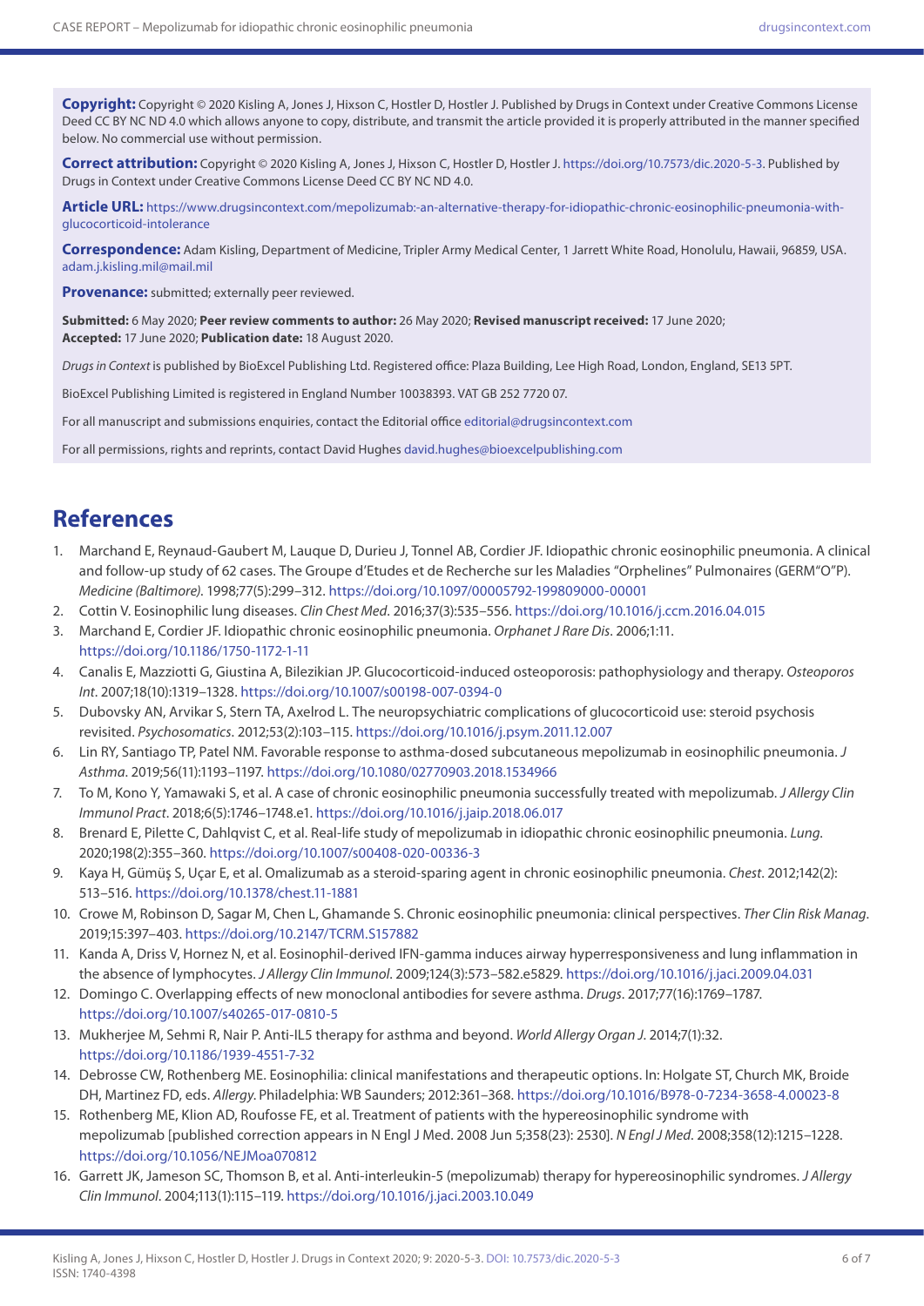**Copyright:** Copyright © 2020 Kisling A, Jones J, Hixson C, Hostler D, Hostler J. Published by Drugs in Context under Creative Commons License Deed CC BY NC ND 4.0 which allows anyone to copy, distribute, and transmit the article provided it is properly attributed in the manner specified below. No commercial use without permission.

**Correct attribution:** Copyright © 2020 Kisling A, Jones J, Hixson C, Hostler D, Hostler J. https://doi.org/10.7573/dic.2020-5-3. Published by Drugs in Context under Creative Commons License Deed CC BY NC ND 4.0.

**Article URL:** https://www.drugsincontext.com/mepolizumab:-an-alternative-therapy-for-idiopathic-chronic-eosinophilic-pneumonia-with-glucocorticoid-intolerance

**Correspondence:** Adam Kisling, Department of Medicine, Tripler Army Medical Center, 1 Jarrett White Road, Honolulu, Hawaii, 96859, USA. adam.j.kisling.mil@mail.mil

**Provenance:** submitted; externally peer reviewed.

**Submitted:** 6 May 2020; **Peer review comments to author:** 26 May 2020; **Revised manuscript received:** 17 June 2020; **Accepted:** 17 June 2020; **Publication date:** 18 August 2020.

*Drugs in Context* is published by BioExcel Publishing Ltd. Registered office: Plaza Building, Lee High Road, London, England, SE13 5PT.

BioExcel Publishing Limited is registered in England Number 10038393. VAT GB 252 7720 07.

For all manuscript and submissions enquiries, contact the Editorial office editorial@drugsincontext.com

For all permissions, rights and reprints, contact David Hughes david.hughes@bioexcelpublishing.com

## References

1. Marchand E, Reynaud-Gaubert M, Lauque D, Durieu J, Tonnel AB, Cordier JF. Idiopathic chronic eosinophilic pneumonia. A clinical and follow-up study of 62 cases. The Groupe d'Etudes et de Recherche sur les Maladies "Orphelines" Pulmonaires (GERM"O"P). *Medicine (Baltimore)*. 1998;77(5):299–312. https://doi.org/10.1097/00005792-199809000-00001
2. Cottin V. Eosinophilic lung diseases. *Clin Chest Med*. 2016;37(3):535–556. https://doi.org/10.1016/j.ccm.2016.04.015
3. Marchand E, Cordier JF. Idiopathic chronic eosinophilic pneumonia. *Orphanet J Rare Dis*. 2006;1:11. https://doi.org/10.1186/1750-1172-1-11
4. Canalis E, Mazziotti G, Giustina A, Bilezikian JP. Glucocorticoid-induced osteoporosis: pathophysiology and therapy. *Osteoporos Int*. 2007;18(10):1319–1328. https://doi.org/10.1007/s00198-007-0394-0
5. Dubovsky AN, Arvikar S, Stern TA, Axelrod L. The neuropsychiatric complications of glucocorticoid use: steroid psychosis revisited. *Psychosomatics*. 2012;53(2):103–115. https://doi.org/10.1016/j.psym.2011.12.007
6. Lin RY, Santiago TP, Patel NM. Favorable response to asthma-dosed subcutaneous mepolizumab in eosinophilic pneumonia. *J Asthma*. 2019;56(11):1193–1197. https://doi.org/10.1080/02770903.2018.1534966
7. To M, Kono Y, Yamawaki S, et al. A case of chronic eosinophilic pneumonia successfully treated with mepolizumab. *J Allergy Clin Immunol Pract*. 2018;6(5):1746–1748.e1. https://doi.org/10.1016/j.jaip.2018.06.017
8. Brenard E, Pilette C, Dahlqvist C, et al. Real-life study of mepolizumab in idiopathic chronic eosinophilic pneumonia. *Lung*. 2020;198(2):355–360. https://doi.org/10.1007/s00408-020-00336-3
9. Kaya H, Gümüş S, Uçar E, et al. Omalizumab as a steroid-sparing agent in chronic eosinophilic pneumonia. *Chest*. 2012;142(2): 513–516. https://doi.org/10.1378/chest.11-1881
10. Crowe M, Robinson D, Sagar M, Chen L, Ghamande S. Chronic eosinophilic pneumonia: clinical perspectives. *Ther Clin Risk Manag*. 2019;15:397–403. https://doi.org/10.2147/TCRM.S157882
11. Kanda A, Driss V, Hornez N, et al. Eosinophil-derived IFN-gamma induces airway hyperresponsiveness and lung inflammation in the absence of lymphocytes. *J Allergy Clin Immunol*. 2009;124(3):573–582.e5829. https://doi.org/10.1016/j.jaci.2009.04.031
12. Domingo C. Overlapping effects of new monoclonal antibodies for severe asthma. *Drugs*. 2017;77(16):1769–1787. https://doi.org/10.1007/s40265-017-0810-5
13. Mukherjee M, Sehmi R, Nair P. Anti-IL5 therapy for asthma and beyond. *World Allergy Organ J*. 2014;7(1):32. https://doi.org/10.1186/1939-4551-7-32
14. Debrosse CW, Rothenberg ME. Eosinophilia: clinical manifestations and therapeutic options. In: Holgate ST, Church MK, Broide DH, Martinez FD, eds. *Allergy*. Philadelphia: WB Saunders; 2012:361–368. https://doi.org/10.1016/B978-0-7234-3658-4.00023-8
15. Rothenberg ME, Klion AD, Roufosse FE, et al. Treatment of patients with the hypereosinophilic syndrome with mepolizumab [published correction appears in N Engl J Med. 2008 Jun 5;358(23): 2530]. *N Engl J Med*. 2008;358(12):1215–1228. https://doi.org/10.1056/NEJMoa070812
16. Garrett JK, Jameson SC, Thomson B, et al. Anti-interleukin-5 (mepolizumab) therapy for hypereosinophilic syndromes. *J Allergy Clin Immunol*. 2004;113(1):115–119. https://doi.org/10.1016/j.jaci.2003.10.049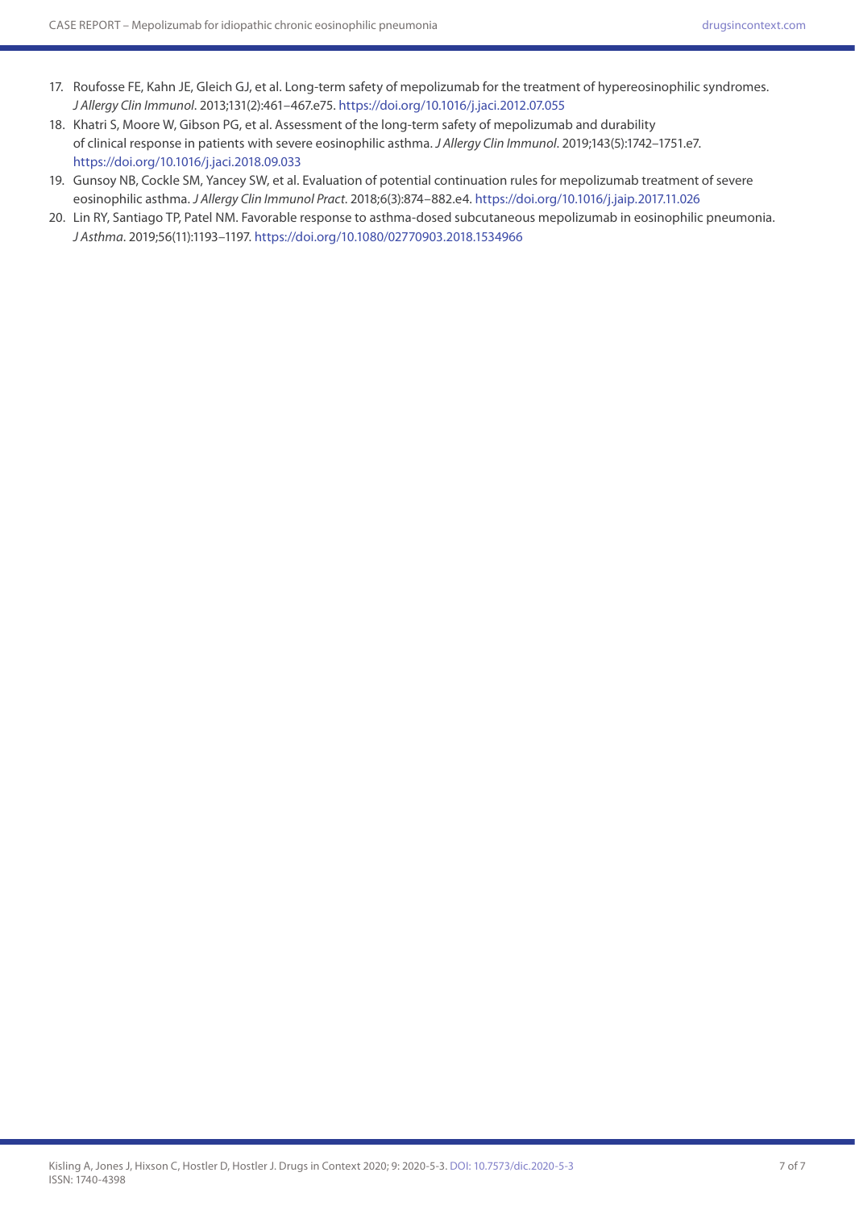17. Roufosse FE, Kahn JE, Gleich GJ, et al. Long-term safety of mepolizumab for the treatment of hypereosinophilic syndromes. *J Allergy Clin Immunol*. 2013;131(2):461–467.e75. https://doi.org/10.1016/j.jaci.2012.07.055
18. Khatri S, Moore W, Gibson PG, et al. Assessment of the long-term safety of mepolizumab and durability of clinical response in patients with severe eosinophilic asthma. *J Allergy Clin Immunol*. 2019;143(5):1742–1751.e7. https://doi.org/10.1016/j.jaci.2018.09.033
19. Gunsoy NB, Cockle SM, Yancey SW, et al. Evaluation of potential continuation rules for mepolizumab treatment of severe eosinophilic asthma. *J Allergy Clin Immunol Pract*. 2018;6(3):874–882.e4. https://doi.org/10.1016/j.jaip.2017.11.026
20. Lin RY, Santiago TP, Patel NM. Favorable response to asthma-dosed subcutaneous mepolizumab in eosinophilic pneumonia. *J Asthma*. 2019;56(11):1193–1197. https://doi.org/10.1080/02770903.2018.1534966